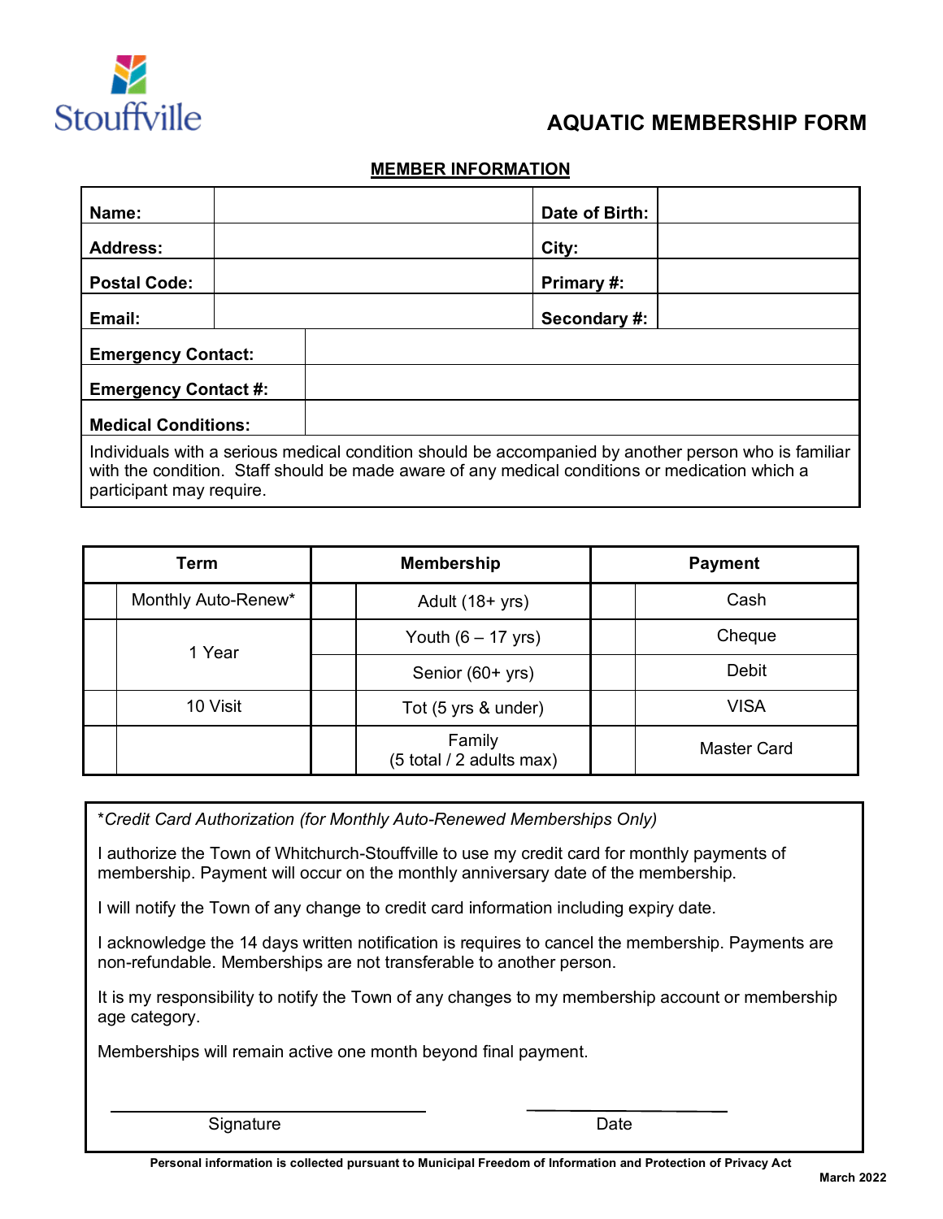Stouffville

# AQUATIC MEMBERSHIP FORM

## MEMBER INFORMATION

| | | | |
|---|---|---|---|
| **Name:** | | **Date of Birth:** | |
| **Address:** | | **City:** | |
| **Postal Code:** | | **Primary #:** | |
| **Email:** | | **Secondary #:** | |
| **Emergency Contact:** | | | |
| **Emergency Contact #:** | | | |
| **Medical Conditions:** | | | |

Individuals with a serious medical condition should be accompanied by another person who is familiar with the condition. Staff should be made aware of any medical conditions or medication which a participant may require.

| | **Term** | | **Membership** | | **Payment** |
|---|---|---|---|---|---|
| | Monthly Auto-Renew* | | Adult (18+ yrs) | | Cash |
| | 1 Year | | Youth (6 – 17 yrs) | | Cheque |
| | | | Senior (60+ yrs) | | Debit |
| | 10 Visit | | Tot (5 yrs & under) | | VISA |
| | | | Family (5 total / 2 adults max) | | Master Card |

*\*Credit Card Authorization (for Monthly Auto-Renewed Memberships Only)*

I authorize the Town of Whitchurch-Stouffville to use my credit card for monthly payments of membership. Payment will occur on the monthly anniversary date of the membership.

I will notify the Town of any change to credit card information including expiry date.

I acknowledge the 14 days written notification is requires to cancel the membership. Payments are non-refundable. Memberships are not transferable to another person.

It is my responsibility to notify the Town of any changes to my membership account or membership age category.

Memberships will remain active one month beyond final payment.

\_\_\_\_\_\_\_\_\_\_\_\_\_\_\_\_\_\_\_\_\_\_\_\_ Signature

\_\_\_\_\_\_\_\_\_\_\_\_\_\_\_\_\_\_\_\_\_\_\_\_ Date

**Personal information is collected pursuant to Municipal Freedom of Information and Protection of Privacy Act**

**March 2022**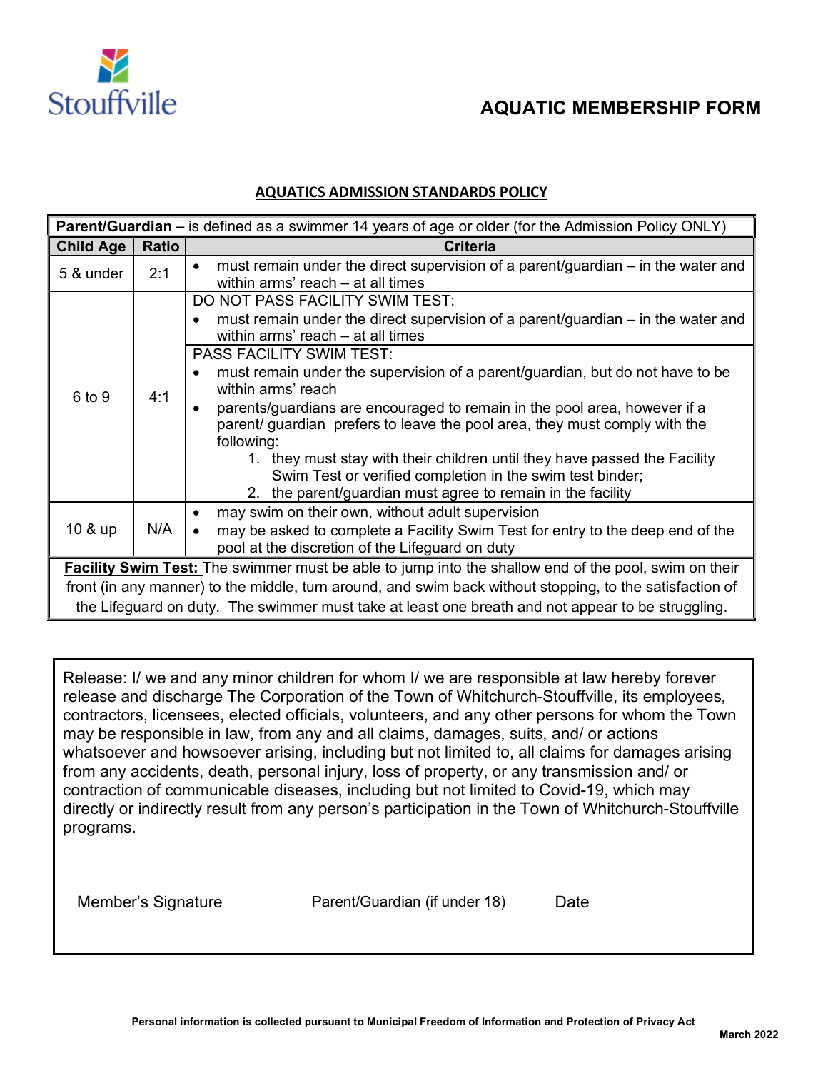Stouffville

# AQUATIC MEMBERSHIP FORM

## AQUATICS ADMISSION STANDARDS POLICY

| **Parent/Guardian –** is defined as a swimmer 14 years of age or older (for the Admission Policy ONLY) | | |
|---|---|---|
| **Child Age** | **Ratio** | **Criteria** |
| 5 & under | 2:1 | • must remain under the direct supervision of a parent/guardian – in the water and within arms' reach – at all times |
| 6 to 9 | 4:1 | DO NOT PASS FACILITY SWIM TEST:<br>• must remain under the direct supervision of a parent/guardian – in the water and within arms' reach – at all times<br><br>PASS FACILITY SWIM TEST:<br>• must remain under the supervision of a parent/guardian, but do not have to be within arms' reach<br>• parents/guardians are encouraged to remain in the pool area, however if a parent/ guardian prefers to leave the pool area, they must comply with the following:<br>1. they must stay with their children until they have passed the Facility Swim Test or verified completion in the swim test binder;<br>2. the parent/guardian must agree to remain in the facility |
| 10 & up | N/A | • may swim on their own, without adult supervision<br>• may be asked to complete a Facility Swim Test for entry to the deep end of the pool at the discretion of the Lifeguard on duty |
| **Facility Swim Test:** The swimmer must be able to jump into the shallow end of the pool, swim on their front (in any manner) to the middle, turn around, and swim back without stopping, to the satisfaction of the Lifeguard on duty. The swimmer must take at least one breath and not appear to be struggling. | | |

Release: I/ we and any minor children for whom I/ we are responsible at law hereby forever release and discharge The Corporation of the Town of Whitchurch-Stouffville, its employees, contractors, licensees, elected officials, volunteers, and any other persons for whom the Town may be responsible in law, from any and all claims, damages, suits, and/ or actions whatsoever and howsoever arising, including but not limited to, all claims for damages arising from any accidents, death, personal injury, loss of property, or any transmission and/ or contraction of communicable diseases, including but not limited to Covid-19, which may directly or indirectly result from any person's participation in the Town of Whitchurch-Stouffville programs.

| | | |
|---|---|---|
| Member's Signature | Parent/Guardian (if under 18) | Date |

**Personal information is collected pursuant to Municipal Freedom of Information and Protection of Privacy Act**

**March 2022**